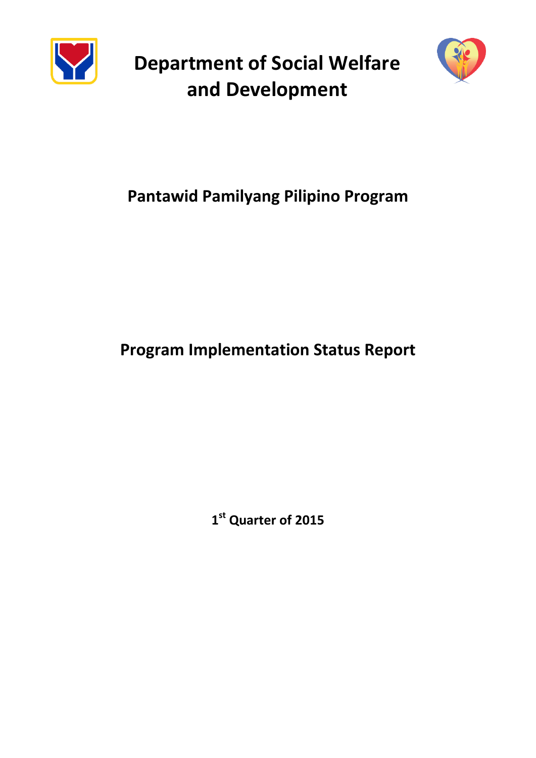# Department of Social Welfare and Development

## Pantawid Pamilyang Pilipino Program

## Program Implementation Status Report

**1st Quarter of 2015**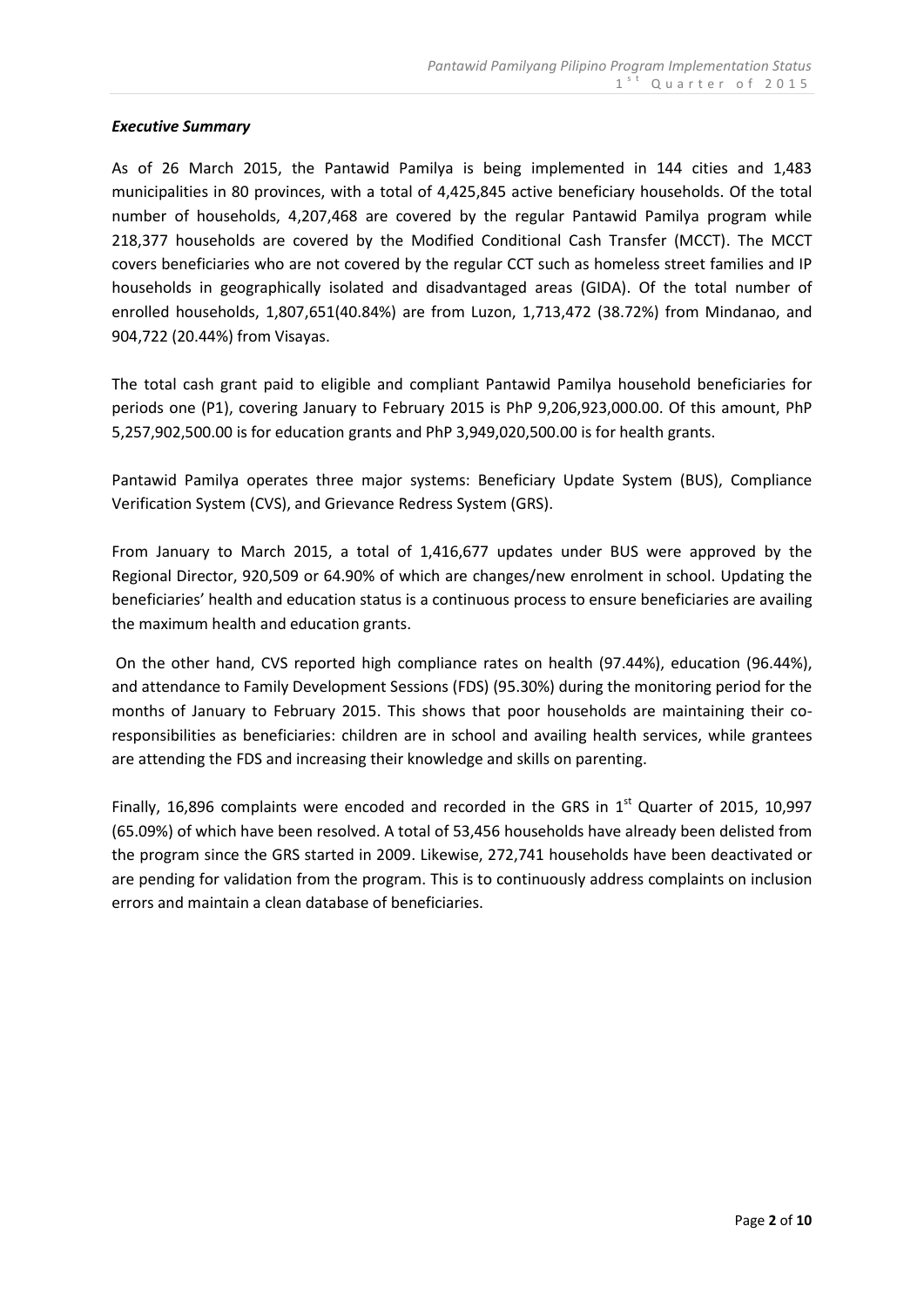***Executive Summary***

As of 26 March 2015, the Pantawid Pamilya is being implemented in 144 cities and 1,483 municipalities in 80 provinces, with a total of 4,425,845 active beneficiary households. Of the total number of households, 4,207,468 are covered by the regular Pantawid Pamilya program while 218,377 households are covered by the Modified Conditional Cash Transfer (MCCT). The MCCT covers beneficiaries who are not covered by the regular CCT such as homeless street families and IP households in geographically isolated and disadvantaged areas (GIDA). Of the total number of enrolled households, 1,807,651(40.84%) are from Luzon, 1,713,472 (38.72%) from Mindanao, and 904,722 (20.44%) from Visayas.

The total cash grant paid to eligible and compliant Pantawid Pamilya household beneficiaries for periods one (P1), covering January to February 2015 is PhP 9,206,923,000.00. Of this amount, PhP 5,257,902,500.00 is for education grants and PhP 3,949,020,500.00 is for health grants.

Pantawid Pamilya operates three major systems: Beneficiary Update System (BUS), Compliance Verification System (CVS), and Grievance Redress System (GRS).

From January to March 2015, a total of 1,416,677 updates under BUS were approved by the Regional Director, 920,509 or 64.90% of which are changes/new enrolment in school. Updating the beneficiaries' health and education status is a continuous process to ensure beneficiaries are availing the maximum health and education grants.

On the other hand, CVS reported high compliance rates on health (97.44%), education (96.44%), and attendance to Family Development Sessions (FDS) (95.30%) during the monitoring period for the months of January to February 2015. This shows that poor households are maintaining their co-responsibilities as beneficiaries: children are in school and availing health services, while grantees are attending the FDS and increasing their knowledge and skills on parenting.

Finally, 16,896 complaints were encoded and recorded in the GRS in 1st Quarter of 2015, 10,997 (65.09%) of which have been resolved. A total of 53,456 households have already been delisted from the program since the GRS started in 2009. Likewise, 272,741 households have been deactivated or are pending for validation from the program. This is to continuously address complaints on inclusion errors and maintain a clean database of beneficiaries.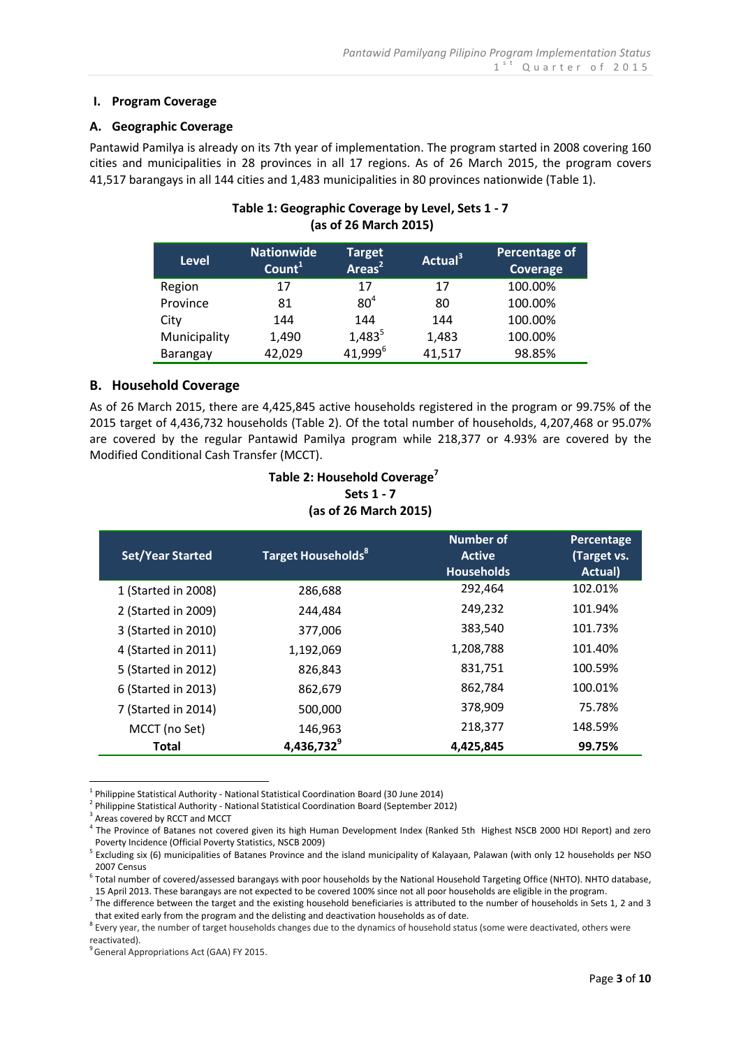## I. Program Coverage

### A. Geographic Coverage

Pantawid Pamilya is already on its 7th year of implementation. The program started in 2008 covering 160 cities and municipalities in 28 provinces in all 17 regions. As of 26 March 2015, the program covers 41,517 barangays in all 144 cities and 1,483 municipalities in 80 provinces nationwide (Table 1).

**Table 1: Geographic Coverage by Level, Sets 1 - 7**
**(as of 26 March 2015)**

| Level | Nationwide Count[1] | Target Areas[2] | Actual[3] | Percentage of Coverage |
|---|---|---|---|---|
| Region | 17 | 17 | 17 | 100.00% |
| Province | 81 | 80[4] | 80 | 100.00% |
| City | 144 | 144 | 144 | 100.00% |
| Municipality | 1,490 | 1,483[5] | 1,483 | 100.00% |
| Barangay | 42,029 | 41,999[6] | 41,517 | 98.85% |

### B. Household Coverage

As of 26 March 2015, there are 4,425,845 active households registered in the program or 99.75% of the 2015 target of 4,436,732 households (Table 2). Of the total number of households, 4,207,468 or 95.07% are covered by the regular Pantawid Pamilya program while 218,377 or 4.93% are covered by the Modified Conditional Cash Transfer (MCCT).

**Table 2: Household Coverage[7]**
**Sets 1 - 7**
**(as of 26 March 2015)**

| Set/Year Started | Target Households[8] | Number of Active Households | Percentage (Target vs. Actual) |
|---|---|---|---|
| 1 (Started in 2008) | 286,688 | 292,464 | 102.01% |
| 2 (Started in 2009) | 244,484 | 249,232 | 101.94% |
| 3 (Started in 2010) | 377,006 | 383,540 | 101.73% |
| 4 (Started in 2011) | 1,192,069 | 1,208,788 | 101.40% |
| 5 (Started in 2012) | 826,843 | 831,751 | 100.59% |
| 6 (Started in 2013) | 862,679 | 862,784 | 100.01% |
| 7 (Started in 2014) | 500,000 | 378,909 | 75.78% |
| MCCT (no Set) | 146,963 | 218,377 | 148.59% |
| **Total** | **4,436,732[9]** | **4,425,845** | **99.75%** |

---

[1] Philippine Statistical Authority - National Statistical Coordination Board (30 June 2014)

[2] Philippine Statistical Authority - National Statistical Coordination Board (September 2012)

[3] Areas covered by RCCT and MCCT

[4] The Province of Batanes not covered given its high Human Development Index (Ranked 5th Highest NSCB 2000 HDI Report) and zero Poverty Incidence (Official Poverty Statistics, NSCB 2009)

[5] Excluding six (6) municipalities of Batanes Province and the island municipality of Kalayaan, Palawan (with only 12 households per NSO 2007 Census

[6] Total number of covered/assessed barangays with poor households by the National Household Targeting Office (NHTO). NHTO database, 15 April 2013. These barangays are not expected to be covered 100% since not all poor households are eligible in the program.

[7] The difference between the target and the existing household beneficiaries is attributed to the number of households in Sets 1, 2 and 3 that exited early from the program and the delisting and deactivation households as of date.

[8] Every year, the number of target households changes due to the dynamics of household status (some were deactivated, others were reactivated).

[9] General Appropriations Act (GAA) FY 2015.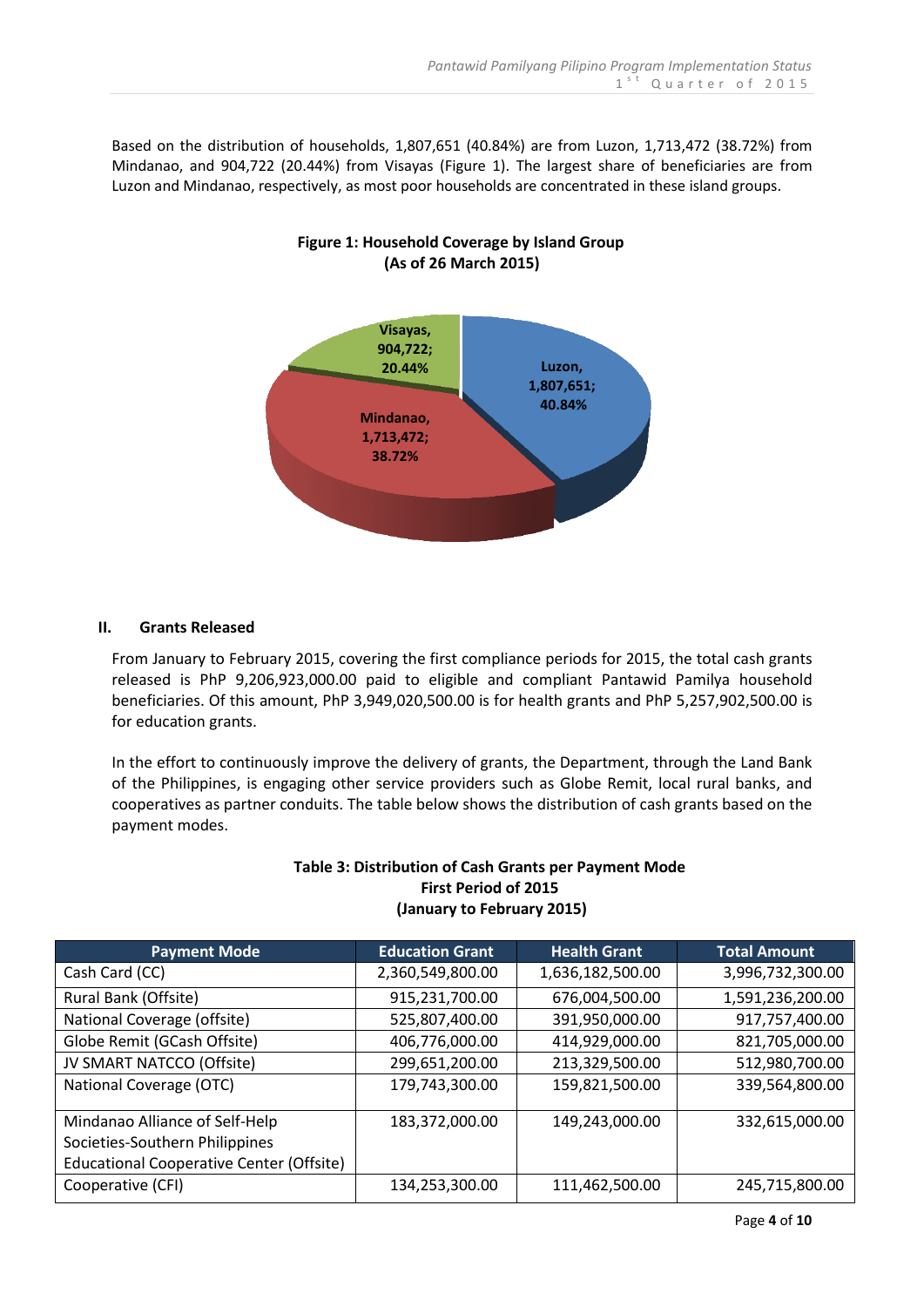Based on the distribution of households, 1,807,651 (40.84%) are from Luzon, 1,713,472 (38.72%) from Mindanao, and 904,722 (20.44%) from Visayas (Figure 1). The largest share of beneficiaries are from Luzon and Mindanao, respectively, as most poor households are concentrated in these island groups.

**Figure 1: Household Coverage by Island Group**
**(As of 26 March 2015)**

Visayas, 904,722; 20.44%

Luzon, 1,807,651; 40.84%

Mindanao, 1,713,472; 38.72%

## II. Grants Released

From January to February 2015, covering the first compliance periods for 2015, the total cash grants released is PhP 9,206,923,000.00 paid to eligible and compliant Pantawid Pamilya household beneficiaries. Of this amount, PhP 3,949,020,500.00 is for health grants and PhP 5,257,902,500.00 is for education grants.

In the effort to continuously improve the delivery of grants, the Department, through the Land Bank of the Philippines, is engaging other service providers such as Globe Remit, local rural banks, and cooperatives as partner conduits. The table below shows the distribution of cash grants based on the payment modes.

**Table 3: Distribution of Cash Grants per Payment Mode**
**First Period of 2015**
**(January to February 2015)**

| Payment Mode | Education Grant | Health Grant | Total Amount |
|---|---|---|---|
| Cash Card (CC) | 2,360,549,800.00 | 1,636,182,500.00 | 3,996,732,300.00 |
| Rural Bank (Offsite) | 915,231,700.00 | 676,004,500.00 | 1,591,236,200.00 |
| National Coverage (offsite) | 525,807,400.00 | 391,950,000.00 | 917,757,400.00 |
| Globe Remit (GCash Offsite) | 406,776,000.00 | 414,929,000.00 | 821,705,000.00 |
| JV SMART NATCCO (Offsite) | 299,651,200.00 | 213,329,500.00 | 512,980,700.00 |
| National Coverage (OTC) | 179,743,300.00 | 159,821,500.00 | 339,564,800.00 |
| Mindanao Alliance of Self-Help Societies-Southern Philippines Educational Cooperative Center (Offsite) | 183,372,000.00 | 149,243,000.00 | 332,615,000.00 |
| Cooperative (CFI) | 134,253,300.00 | 111,462,500.00 | 245,715,800.00 |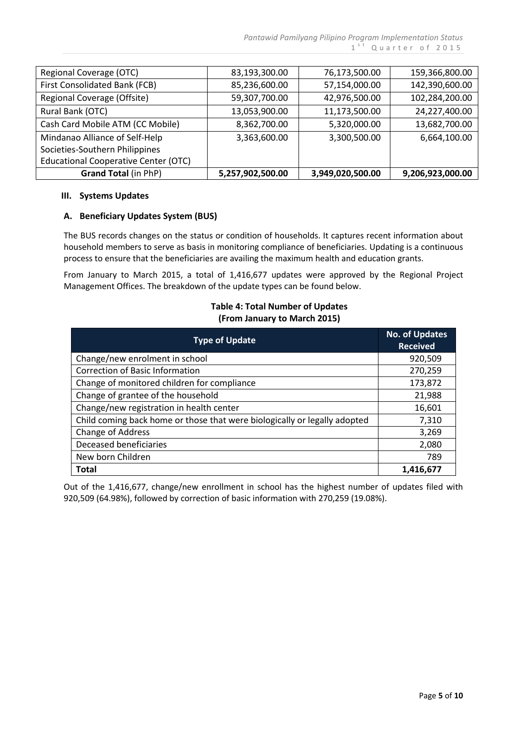| | | | |
|---|---|---|---|
| Regional Coverage (OTC) | 83,193,300.00 | 76,173,500.00 | 159,366,800.00 |
| First Consolidated Bank (FCB) | 85,236,600.00 | 57,154,000.00 | 142,390,600.00 |
| Regional Coverage (Offsite) | 59,307,700.00 | 42,976,500.00 | 102,284,200.00 |
| Rural Bank (OTC) | 13,053,900.00 | 11,173,500.00 | 24,227,400.00 |
| Cash Card Mobile ATM (CC Mobile) | 8,362,700.00 | 5,320,000.00 | 13,682,700.00 |
| Mindanao Alliance of Self-Help Societies-Southern Philippines Educational Cooperative Center (OTC) | 3,363,600.00 | 3,300,500.00 | 6,664,100.00 |
| **Grand Total** (in PhP) | **5,257,902,500.00** | **3,949,020,500.00** | **9,206,923,000.00** |

## III. Systems Updates

### A. Beneficiary Updates System (BUS)

The BUS records changes on the status or condition of households. It captures recent information about household members to serve as basis in monitoring compliance of beneficiaries. Updating is a continuous process to ensure that the beneficiaries are availing the maximum health and education grants.

From January to March 2015, a total of 1,416,677 updates were approved by the Regional Project Management Offices. The breakdown of the update types can be found below.

**Table 4: Total Number of Updates (From January to March 2015)**

| Type of Update | No. of Updates Received |
|---|---|
| Change/new enrolment in school | 920,509 |
| Correction of Basic Information | 270,259 |
| Change of monitored children for compliance | 173,872 |
| Change of grantee of the household | 21,988 |
| Change/new registration in health center | 16,601 |
| Child coming back home or those that were biologically or legally adopted | 7,310 |
| Change of Address | 3,269 |
| Deceased beneficiaries | 2,080 |
| New born Children | 789 |
| **Total** | **1,416,677** |

Out of the 1,416,677, change/new enrollment in school has the highest number of updates filed with 920,509 (64.98%), followed by correction of basic information with 270,259 (19.08%).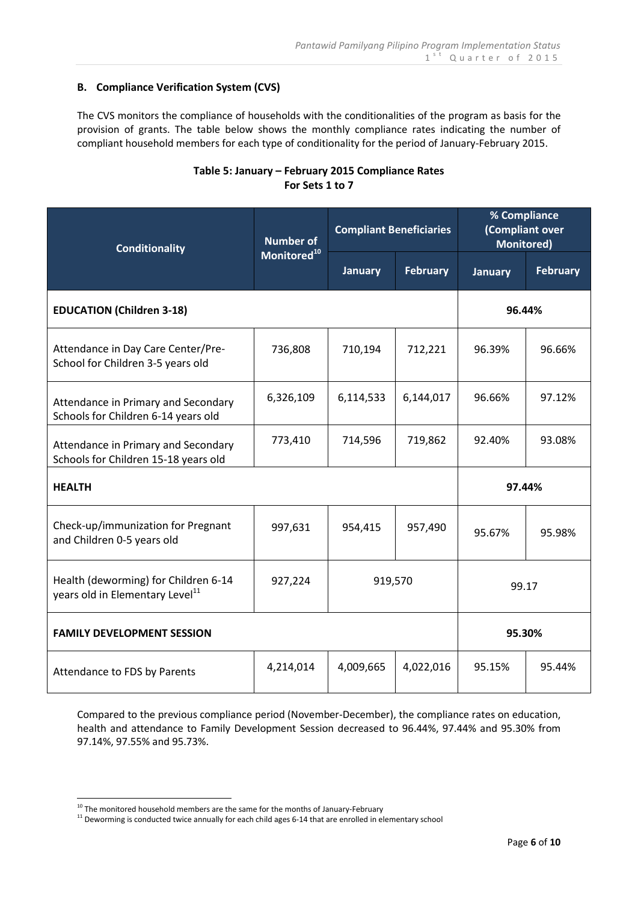### B. Compliance Verification System (CVS)

The CVS monitors the compliance of households with the conditionalities of the program as basis for the provision of grants. The table below shows the monthly compliance rates indicating the number of compliant household members for each type of conditionality for the period of January-February 2015.

**Table 5: January – February 2015 Compliance Rates For Sets 1 to 7**

| Conditionality | Number of Monitored[10] | Compliant Beneficiaries | | % Compliance (Compliant over Monitored) | |
|---|---|---|---|---|---|
| | | January | February | January | February |
| **EDUCATION (Children 3-18)** | | | | **96.44%** | |
| Attendance in Day Care Center/Pre-School for Children 3-5 years old | 736,808 | 710,194 | 712,221 | 96.39% | 96.66% |
| Attendance in Primary and Secondary Schools for Children 6-14 years old | 6,326,109 | 6,114,533 | 6,144,017 | 96.66% | 97.12% |
| Attendance in Primary and Secondary Schools for Children 15-18 years old | 773,410 | 714,596 | 719,862 | 92.40% | 93.08% |
| **HEALTH** | | | | **97.44%** | |
| Check-up/immunization for Pregnant and Children 0-5 years old | 997,631 | 954,415 | 957,490 | 95.67% | 95.98% |
| Health (deworming) for Children 6-14 years old in Elementary Level[11] | 927,224 | 919,570 | | 99.17 | |
| **FAMILY DEVELOPMENT SESSION** | | | | **95.30%** | |
| Attendance to FDS by Parents | 4,214,014 | 4,009,665 | 4,022,016 | 95.15% | 95.44% |

Compared to the previous compliance period (November-December), the compliance rates on education, health and attendance to Family Development Session decreased to 96.44%, 97.44% and 95.30% from 97.14%, 97.55% and 95.73%.

[10] The monitored household members are the same for the months of January-February

[11] Deworming is conducted twice annually for each child ages 6-14 that are enrolled in elementary school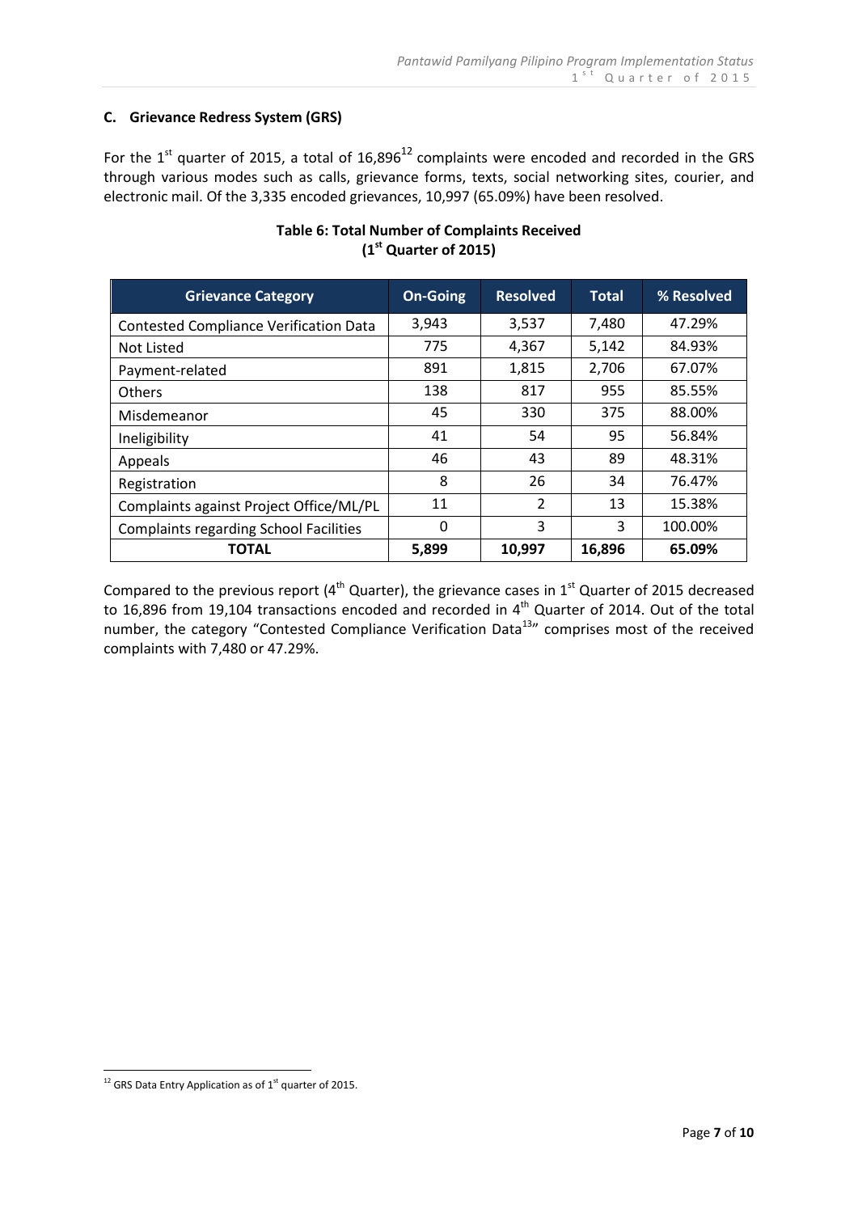### C. Grievance Redress System (GRS)

For the 1st quarter of 2015, a total of 16,896[12] complaints were encoded and recorded in the GRS through various modes such as calls, grievance forms, texts, social networking sites, courier, and electronic mail. Of the 3,335 encoded grievances, 10,997 (65.09%) have been resolved.

**Table 6: Total Number of Complaints Received (1st Quarter of 2015)**

| Grievance Category | On-Going | Resolved | Total | % Resolved |
|---|---|---|---|---|
| Contested Compliance Verification Data | 3,943 | 3,537 | 7,480 | 47.29% |
| Not Listed | 775 | 4,367 | 5,142 | 84.93% |
| Payment-related | 891 | 1,815 | 2,706 | 67.07% |
| Others | 138 | 817 | 955 | 85.55% |
| Misdemeanor | 45 | 330 | 375 | 88.00% |
| Ineligibility | 41 | 54 | 95 | 56.84% |
| Appeals | 46 | 43 | 89 | 48.31% |
| Registration | 8 | 26 | 34 | 76.47% |
| Complaints against Project Office/ML/PL | 11 | 2 | 13 | 15.38% |
| Complaints regarding School Facilities | 0 | 3 | 3 | 100.00% |
| **TOTAL** | **5,899** | **10,997** | **16,896** | **65.09%** |

Compared to the previous report (4th Quarter), the grievance cases in 1st Quarter of 2015 decreased to 16,896 from 19,104 transactions encoded and recorded in 4th Quarter of 2014. Out of the total number, the category "Contested Compliance Verification Data[13]" comprises most of the received complaints with 7,480 or 47.29%.

[12] GRS Data Entry Application as of 1st quarter of 2015.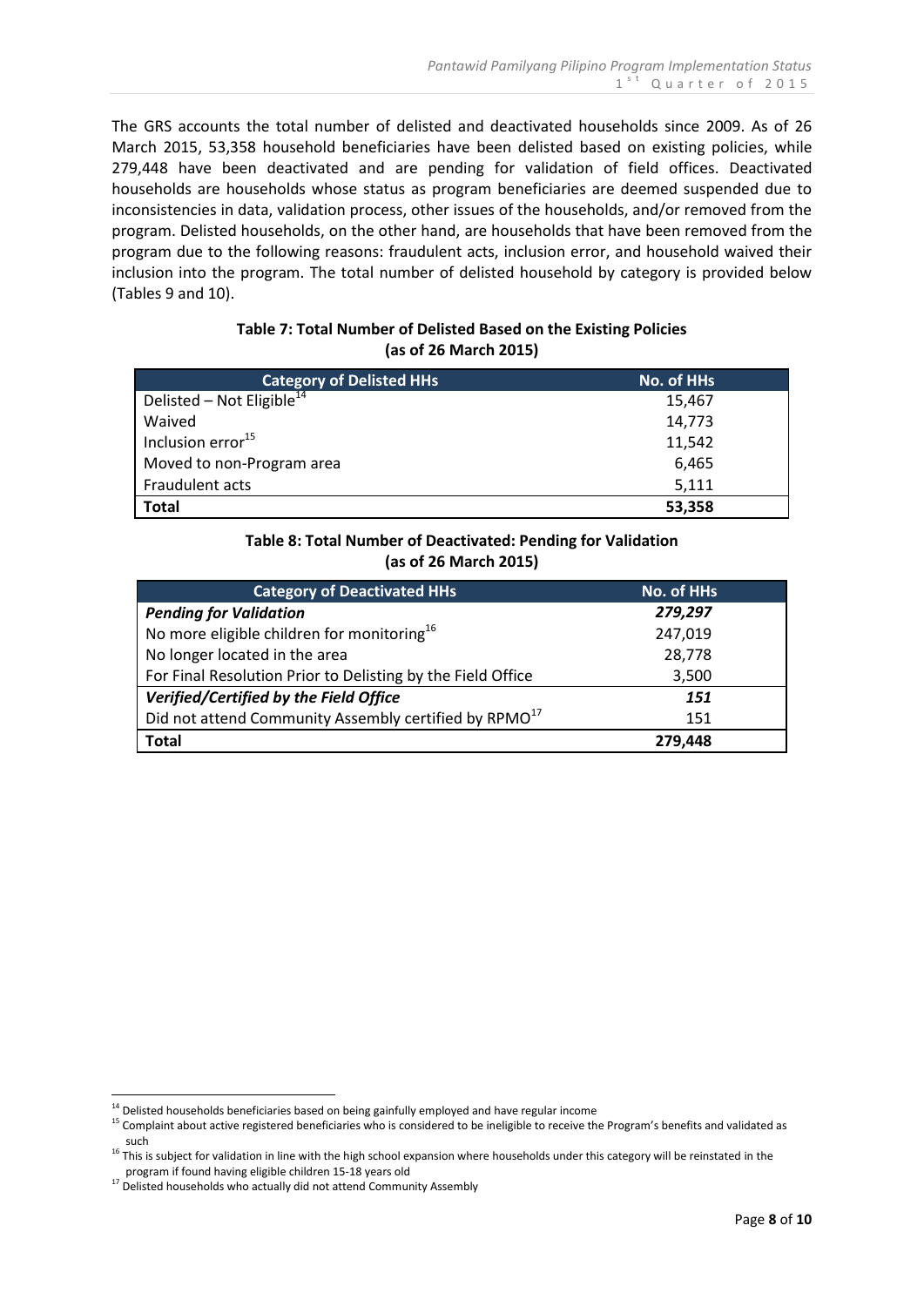The GRS accounts the total number of delisted and deactivated households since 2009. As of 26 March 2015, 53,358 household beneficiaries have been delisted based on existing policies, while 279,448 have been deactivated and are pending for validation of field offices. Deactivated households are households whose status as program beneficiaries are deemed suspended due to inconsistencies in data, validation process, other issues of the households, and/or removed from the program. Delisted households, on the other hand, are households that have been removed from the program due to the following reasons: fraudulent acts, inclusion error, and household waived their inclusion into the program. The total number of delisted household by category is provided below (Tables 9 and 10).

**Table 7: Total Number of Delisted Based on the Existing Policies (as of 26 March 2015)**

| Category of Delisted HHs | No. of HHs |
|---|---|
| Delisted – Not Eligible[14] | 15,467 |
| Waived | 14,773 |
| Inclusion error[15] | 11,542 |
| Moved to non-Program area | 6,465 |
| Fraudulent acts | 5,111 |
| **Total** | **53,358** |

**Table 8: Total Number of Deactivated: Pending for Validation (as of 26 March 2015)**

| Category of Deactivated HHs | No. of HHs |
|---|---|
| ***Pending for Validation*** | ***279,297*** |
| No more eligible children for monitoring[16] | 247,019 |
| No longer located in the area | 28,778 |
| For Final Resolution Prior to Delisting by the Field Office | 3,500 |
| ***Verified/Certified by the Field Office*** | ***151*** |
| Did not attend Community Assembly certified by RPMO[17] | 151 |
| **Total** | **279,448** |

---

[14] Delisted households beneficiaries based on being gainfully employed and have regular income

[15] Complaint about active registered beneficiaries who is considered to be ineligible to receive the Program's benefits and validated as such

[16] This is subject for validation in line with the high school expansion where households under this category will be reinstated in the program if found having eligible children 15-18 years old

[17] Delisted households who actually did not attend Community Assembly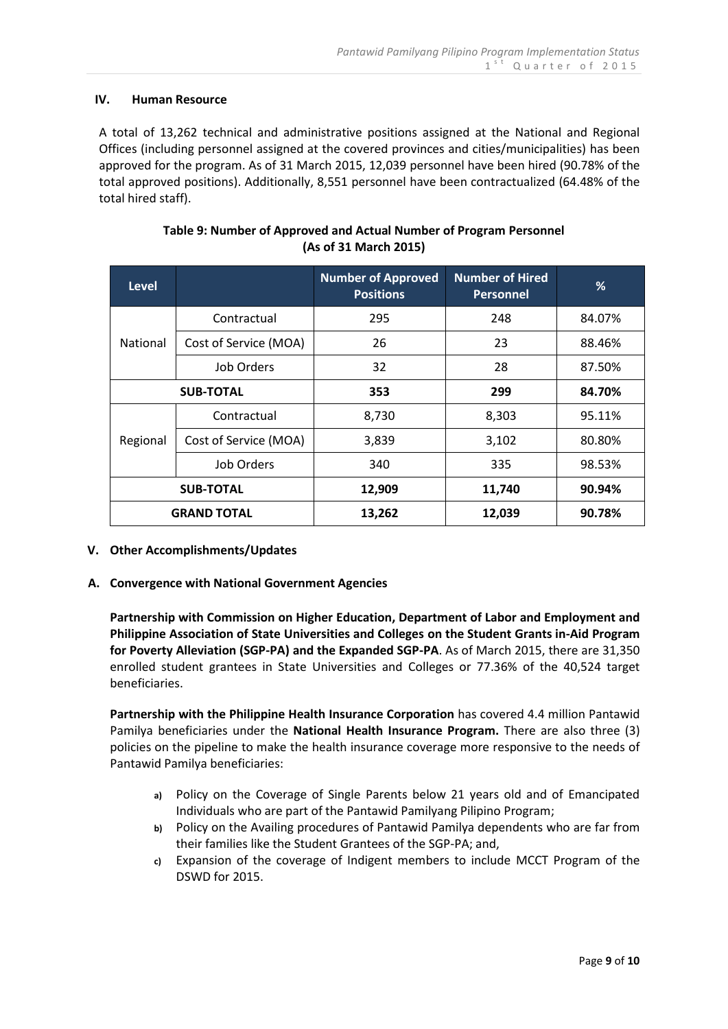## IV. Human Resource

A total of 13,262 technical and administrative positions assigned at the National and Regional Offices (including personnel assigned at the covered provinces and cities/municipalities) has been approved for the program. As of 31 March 2015, 12,039 personnel have been hired (90.78% of the total approved positions). Additionally, 8,551 personnel have been contractualized (64.48% of the total hired staff).

**Table 9: Number of Approved and Actual Number of Program Personnel (As of 31 March 2015)**

| Level | | Number of Approved Positions | Number of Hired Personnel | % |
|---|---|---|---|---|
| National | Contractual | 295 | 248 | 84.07% |
| | Cost of Service (MOA) | 26 | 23 | 88.46% |
| | Job Orders | 32 | 28 | 87.50% |
| **SUB-TOTAL** | | **353** | **299** | **84.70%** |
| Regional | Contractual | 8,730 | 8,303 | 95.11% |
| | Cost of Service (MOA) | 3,839 | 3,102 | 80.80% |
| | Job Orders | 340 | 335 | 98.53% |
| **SUB-TOTAL** | | **12,909** | **11,740** | **90.94%** |
| **GRAND TOTAL** | | **13,262** | **12,039** | **90.78%** |

## V. Other Accomplishments/Updates

### A. Convergence with National Government Agencies

**Partnership with Commission on Higher Education, Department of Labor and Employment and Philippine Association of State Universities and Colleges on the Student Grants in-Aid Program for Poverty Alleviation (SGP-PA) and the Expanded SGP-PA**. As of March 2015, there are 31,350 enrolled student grantees in State Universities and Colleges or 77.36% of the 40,524 target beneficiaries.

**Partnership with the Philippine Health Insurance Corporation** has covered 4.4 million Pantawid Pamilya beneficiaries under the **National Health Insurance Program.** There are also three (3) policies on the pipeline to make the health insurance coverage more responsive to the needs of Pantawid Pamilya beneficiaries:

a) Policy on the Coverage of Single Parents below 21 years old and of Emancipated Individuals who are part of the Pantawid Pamilyang Pilipino Program;
b) Policy on the Availing procedures of Pantawid Pamilya dependents who are far from their families like the Student Grantees of the SGP-PA; and,
c) Expansion of the coverage of Indigent members to include MCCT Program of the DSWD for 2015.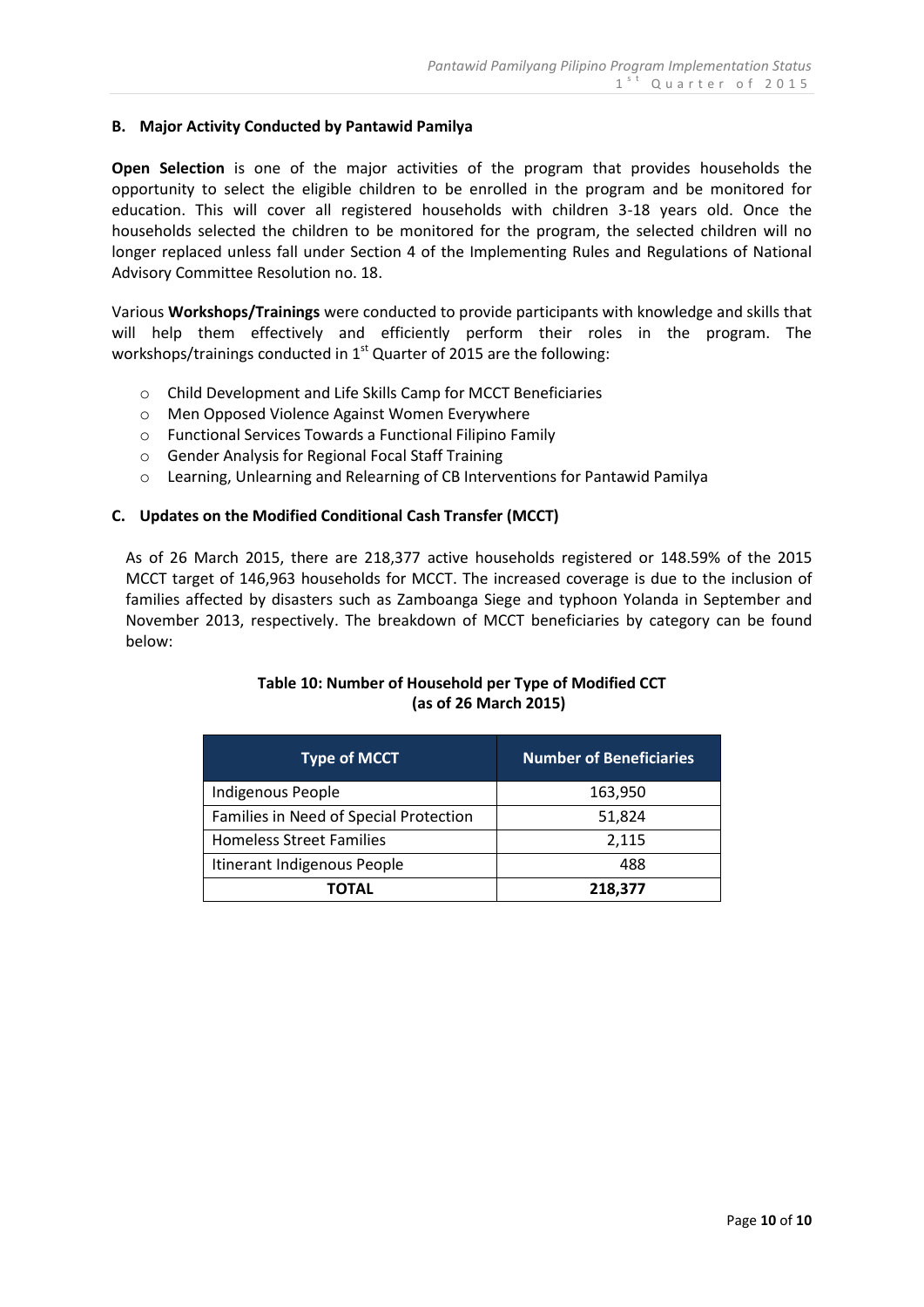## B. Major Activity Conducted by Pantawid Pamilya

**Open Selection** is one of the major activities of the program that provides households the opportunity to select the eligible children to be enrolled in the program and be monitored for education. This will cover all registered households with children 3-18 years old. Once the households selected the children to be monitored for the program, the selected children will no longer replaced unless fall under Section 4 of the Implementing Rules and Regulations of National Advisory Committee Resolution no. 18.

Various **Workshops/Trainings** were conducted to provide participants with knowledge and skills that will help them effectively and efficiently perform their roles in the program. The workshops/trainings conducted in 1st Quarter of 2015 are the following:

- Child Development and Life Skills Camp for MCCT Beneficiaries
- Men Opposed Violence Against Women Everywhere
- Functional Services Towards a Functional Filipino Family
- Gender Analysis for Regional Focal Staff Training
- Learning, Unlearning and Relearning of CB Interventions for Pantawid Pamilya

## C. Updates on the Modified Conditional Cash Transfer (MCCT)

As of 26 March 2015, there are 218,377 active households registered or 148.59% of the 2015 MCCT target of 146,963 households for MCCT. The increased coverage is due to the inclusion of families affected by disasters such as Zamboanga Siege and typhoon Yolanda in September and November 2013, respectively. The breakdown of MCCT beneficiaries by category can be found below:

**Table 10: Number of Household per Type of Modified CCT (as of 26 March 2015)**

| Type of MCCT | Number of Beneficiaries |
|---|---|
| Indigenous People | 163,950 |
| Families in Need of Special Protection | 51,824 |
| Homeless Street Families | 2,115 |
| Itinerant Indigenous People | 488 |
| **TOTAL** | **218,377** |